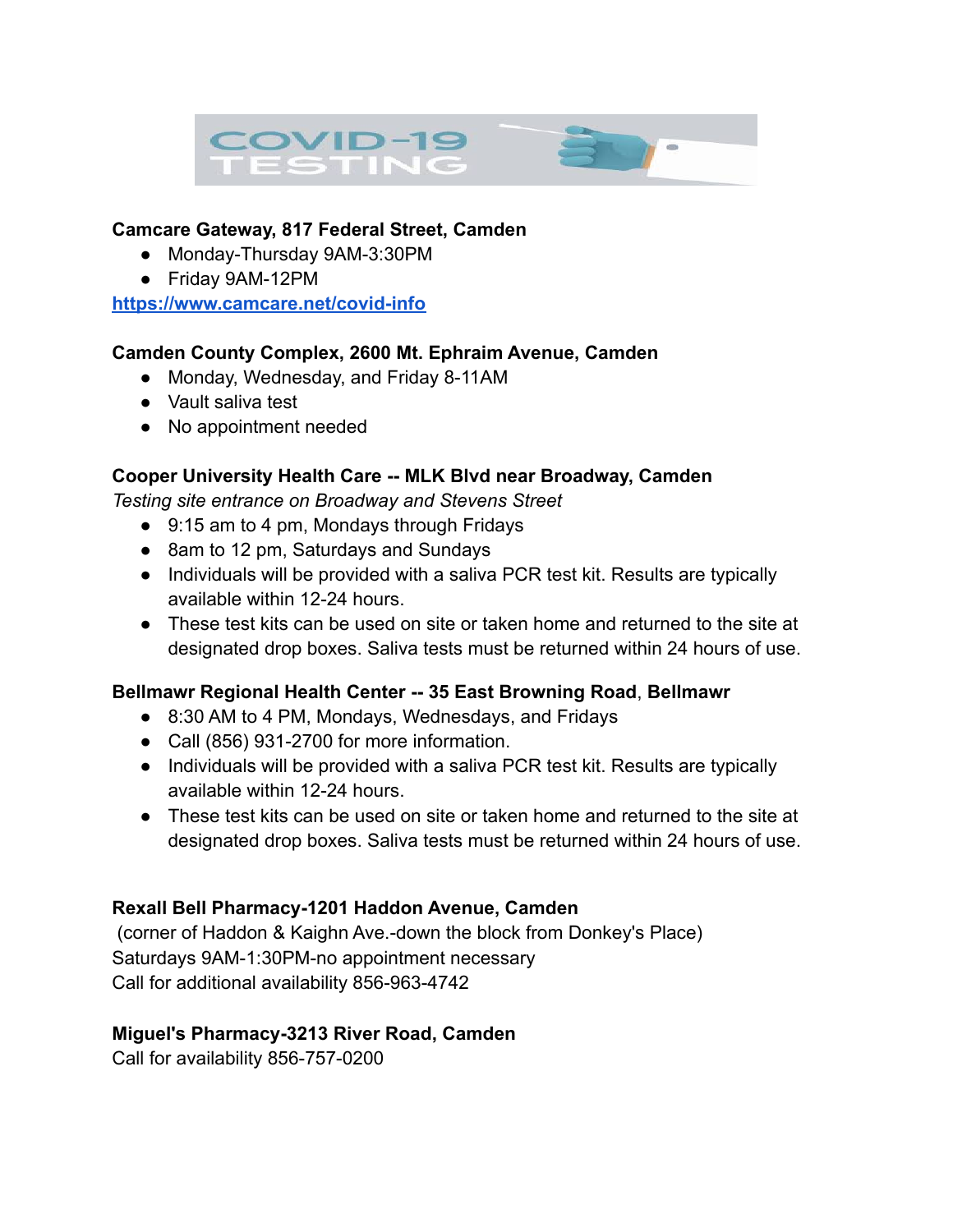# COVID-19 TESTING

**Camcare Gateway, 817 Federal Street, Camden**

- Monday-Thursday 9AM-3:30PM
- Friday 9AM-12PM

https://www.camcare.net/covid-info

**Camden County Complex, 2600 Mt. Ephraim Avenue, Camden**

- Monday, Wednesday, and Friday 8-11AM
- Vault saliva test
- No appointment needed

**Cooper University Health Care -- MLK Blvd near Broadway, Camden**

*Testing site entrance on Broadway and Stevens Street*

- 9:15 am to 4 pm, Mondays through Fridays
- 8am to 12 pm, Saturdays and Sundays
- Individuals will be provided with a saliva PCR test kit. Results are typically available within 12-24 hours.
- These test kits can be used on site or taken home and returned to the site at designated drop boxes. Saliva tests must be returned within 24 hours of use.

**Bellmawr Regional Health Center -- 35 East Browning Road, Bellmawr**

- 8:30 AM to 4 PM, Mondays, Wednesdays, and Fridays
- Call (856) 931-2700 for more information.
- Individuals will be provided with a saliva PCR test kit. Results are typically available within 12-24 hours.
- These test kits can be used on site or taken home and returned to the site at designated drop boxes. Saliva tests must be returned within 24 hours of use.

**Rexall Bell Pharmacy-1201 Haddon Avenue, Camden**

(corner of Haddon & Kaighn Ave.-down the block from Donkey's Place)

Saturdays 9AM-1:30PM-no appointment necessary

Call for additional availability 856-963-4742

**Miguel's Pharmacy-3213 River Road, Camden**

Call for availability 856-757-0200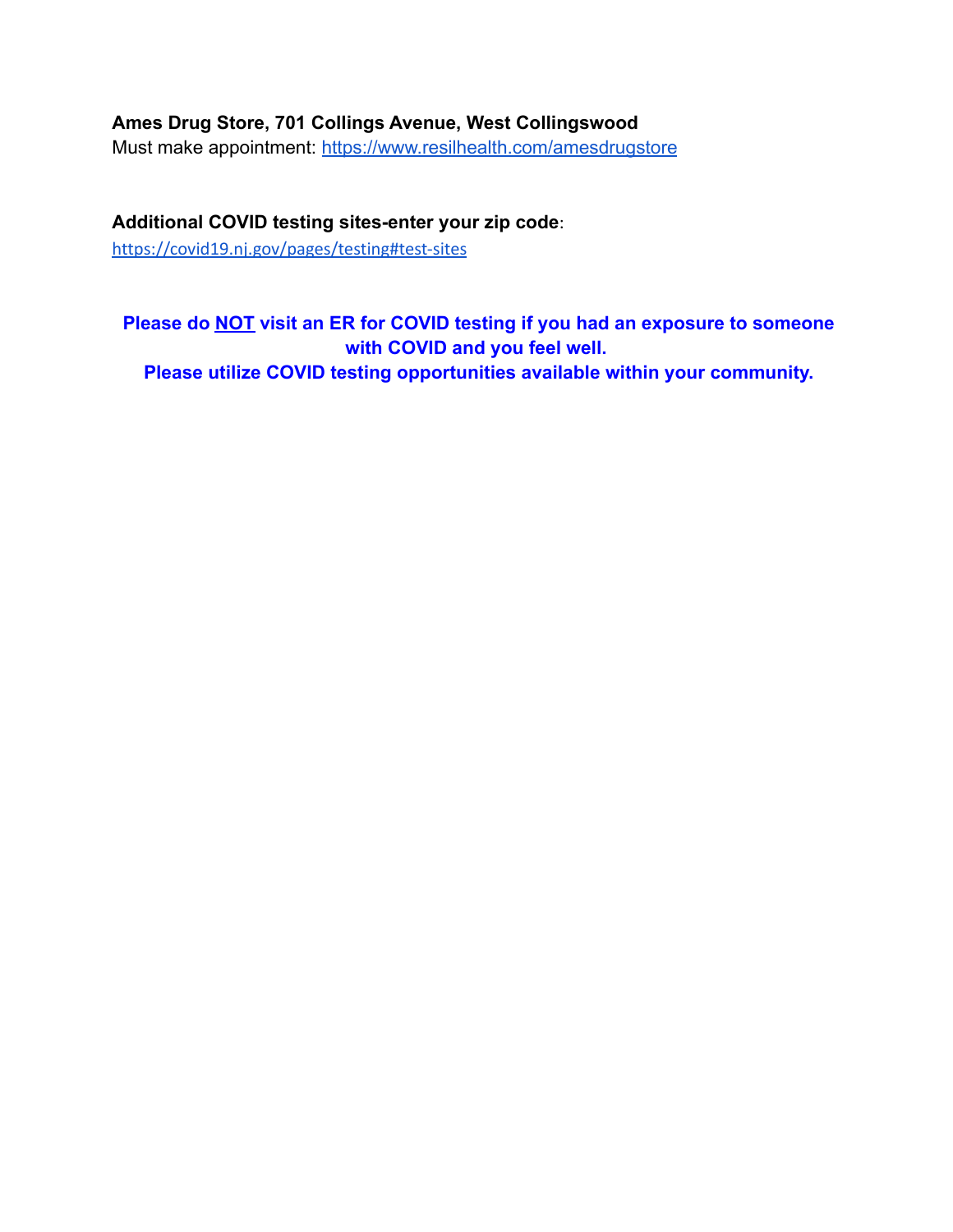**Ames Drug Store, 701 Collings Avenue, West Collingswood**
Must make appointment: https://www.resilhealth.com/amesdrugstore

**Additional COVID testing sites-enter your zip code**:
https://covid19.nj.gov/pages/testing#test-sites

**Please do NOT visit an ER for COVID testing if you had an exposure to someone with COVID and you feel well.**
**Please utilize COVID testing opportunities available within your community.**